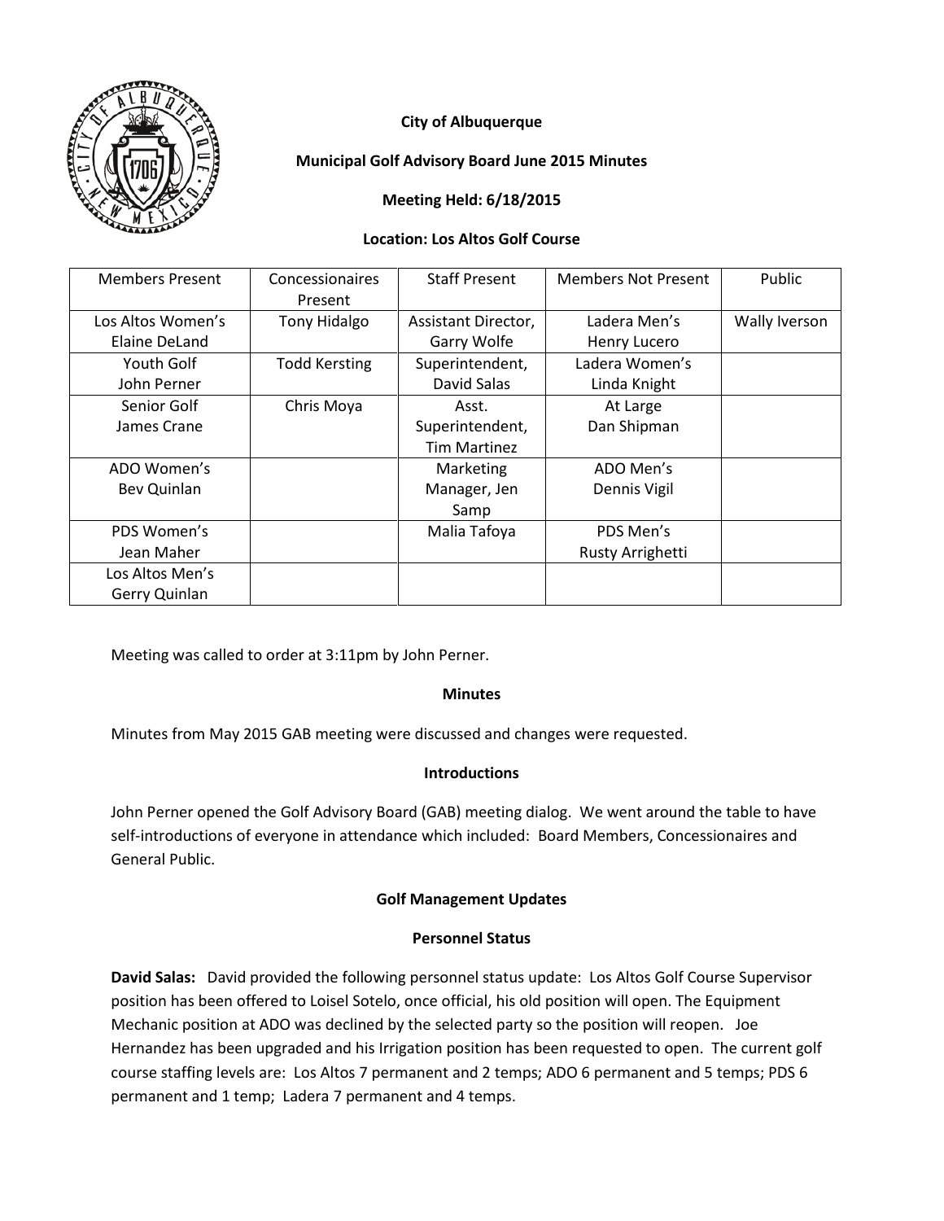**City of Albuquerque**

**Municipal Golf Advisory Board June 2015 Minutes**

**Meeting Held: 6/18/2015**

**Location: Los Altos Golf Course**

| Members Present | Concessionaires Present | Staff Present | Members Not Present | Public |
|---|---|---|---|---|
| Los Altos Women's Elaine DeLand | Tony Hidalgo | Assistant Director, Garry Wolfe | Ladera Men's Henry Lucero | Wally Iverson |
| Youth Golf John Perner | Todd Kersting | Superintendent, David Salas | Ladera Women's Linda Knight | |
| Senior Golf James Crane | Chris Moya | Asst. Superintendent, Tim Martinez | At Large Dan Shipman | |
| ADO Women's Bev Quinlan | | Marketing Manager, Jen Samp | ADO Men's Dennis Vigil | |
| PDS Women's Jean Maher | | Malia Tafoya | PDS Men's Rusty Arrighetti | |
| Los Altos Men's Gerry Quinlan | | | | |

Meeting was called to order at 3:11pm by John Perner.

**Minutes**

Minutes from May 2015 GAB meeting were discussed and changes were requested.

**Introductions**

John Perner opened the Golf Advisory Board (GAB) meeting dialog. We went around the table to have self-introductions of everyone in attendance which included: Board Members, Concessionaires and General Public.

**Golf Management Updates**

**Personnel Status**

**David Salas:** David provided the following personnel status update: Los Altos Golf Course Supervisor position has been offered to Loisel Sotelo, once official, his old position will open. The Equipment Mechanic position at ADO was declined by the selected party so the position will reopen. Joe Hernandez has been upgraded and his Irrigation position has been requested to open. The current golf course staffing levels are: Los Altos 7 permanent and 2 temps; ADO 6 permanent and 5 temps; PDS 6 permanent and 1 temp; Ladera 7 permanent and 4 temps.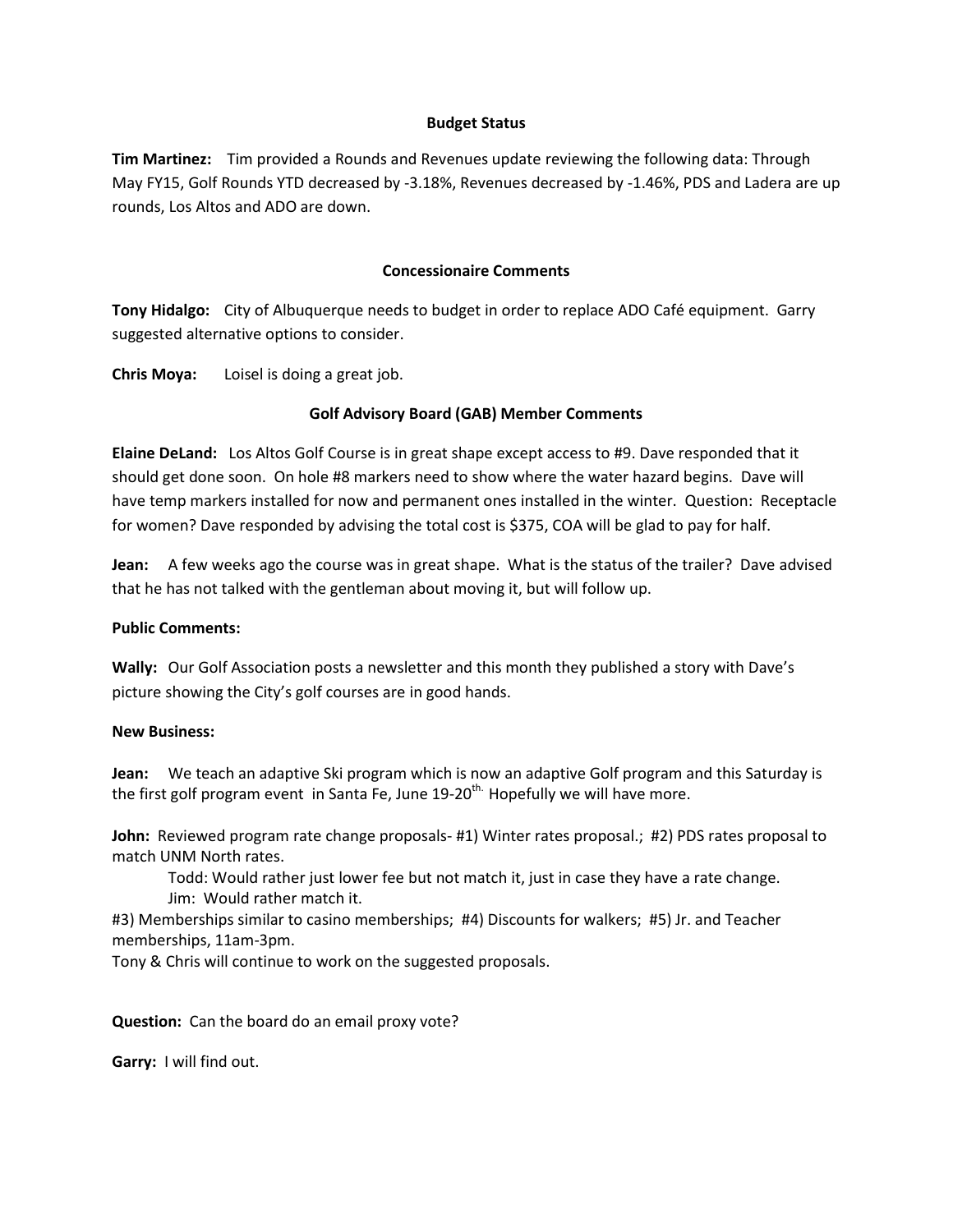## Budget Status

**Tim Martinez:** Tim provided a Rounds and Revenues update reviewing the following data: Through May FY15, Golf Rounds YTD decreased by -3.18%, Revenues decreased by -1.46%, PDS and Ladera are up rounds, Los Altos and ADO are down.

## Concessionaire Comments

**Tony Hidalgo:** City of Albuquerque needs to budget in order to replace ADO Café equipment. Garry suggested alternative options to consider.

**Chris Moya:** Loisel is doing a great job.

## Golf Advisory Board (GAB) Member Comments

**Elaine DeLand:** Los Altos Golf Course is in great shape except access to #9. Dave responded that it should get done soon. On hole #8 markers need to show where the water hazard begins. Dave will have temp markers installed for now and permanent ones installed in the winter. Question: Receptacle for women? Dave responded by advising the total cost is $375, COA will be glad to pay for half.

**Jean:** A few weeks ago the course was in great shape. What is the status of the trailer? Dave advised that he has not talked with the gentleman about moving it, but will follow up.

**Public Comments:**

**Wally:** Our Golf Association posts a newsletter and this month they published a story with Dave's picture showing the City's golf courses are in good hands.

**New Business:**

**Jean:** We teach an adaptive Ski program which is now an adaptive Golf program and this Saturday is the first golf program event in Santa Fe, June 19-20th. Hopefully we will have more.

**John:** Reviewed program rate change proposals- #1) Winter rates proposal.; #2) PDS rates proposal to match UNM North rates.

Todd: Would rather just lower fee but not match it, just in case they have a rate change.
Jim: Would rather match it.

#3) Memberships similar to casino memberships; #4) Discounts for walkers; #5) Jr. and Teacher memberships, 11am-3pm.
Tony & Chris will continue to work on the suggested proposals.

**Question:** Can the board do an email proxy vote?

**Garry:** I will find out.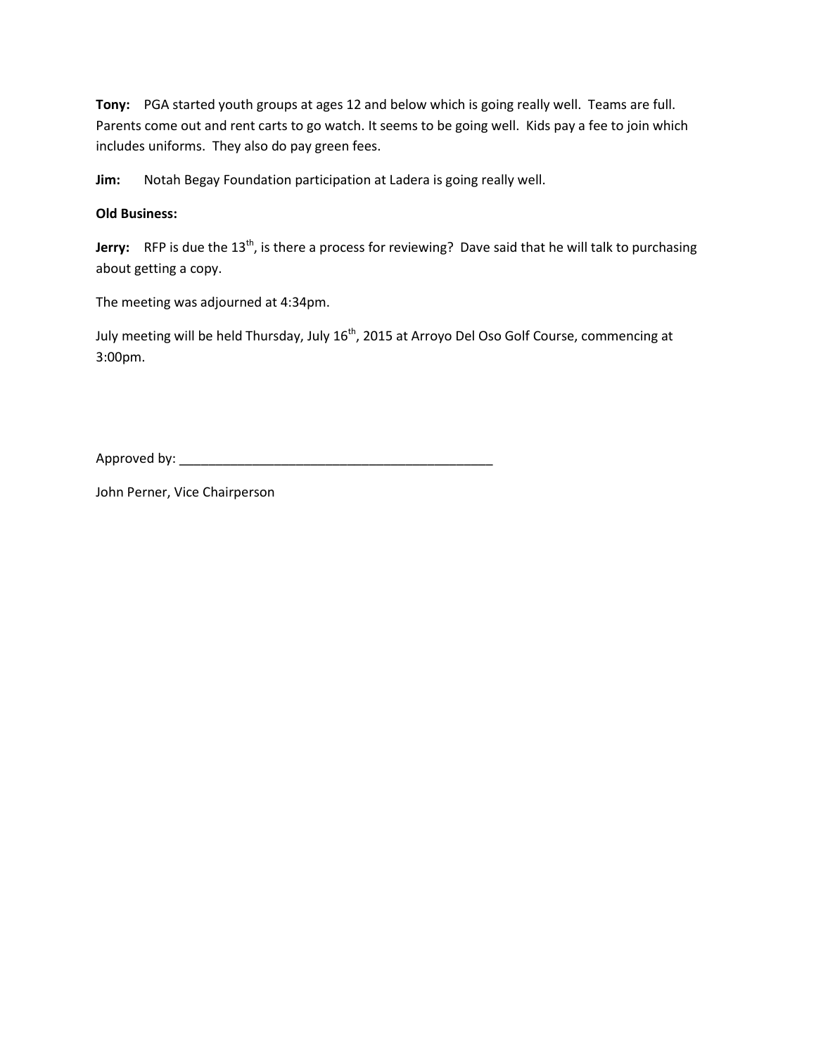**Tony:** PGA started youth groups at ages 12 and below which is going really well. Teams are full. Parents come out and rent carts to go watch. It seems to be going well. Kids pay a fee to join which includes uniforms. They also do pay green fees.

**Jim:** Notah Begay Foundation participation at Ladera is going really well.

**Old Business:**

**Jerry:** RFP is due the 13th, is there a process for reviewing? Dave said that he will talk to purchasing about getting a copy.

The meeting was adjourned at 4:34pm.

July meeting will be held Thursday, July 16th, 2015 at Arroyo Del Oso Golf Course, commencing at 3:00pm.

Approved by: ____________________________________________

John Perner, Vice Chairperson